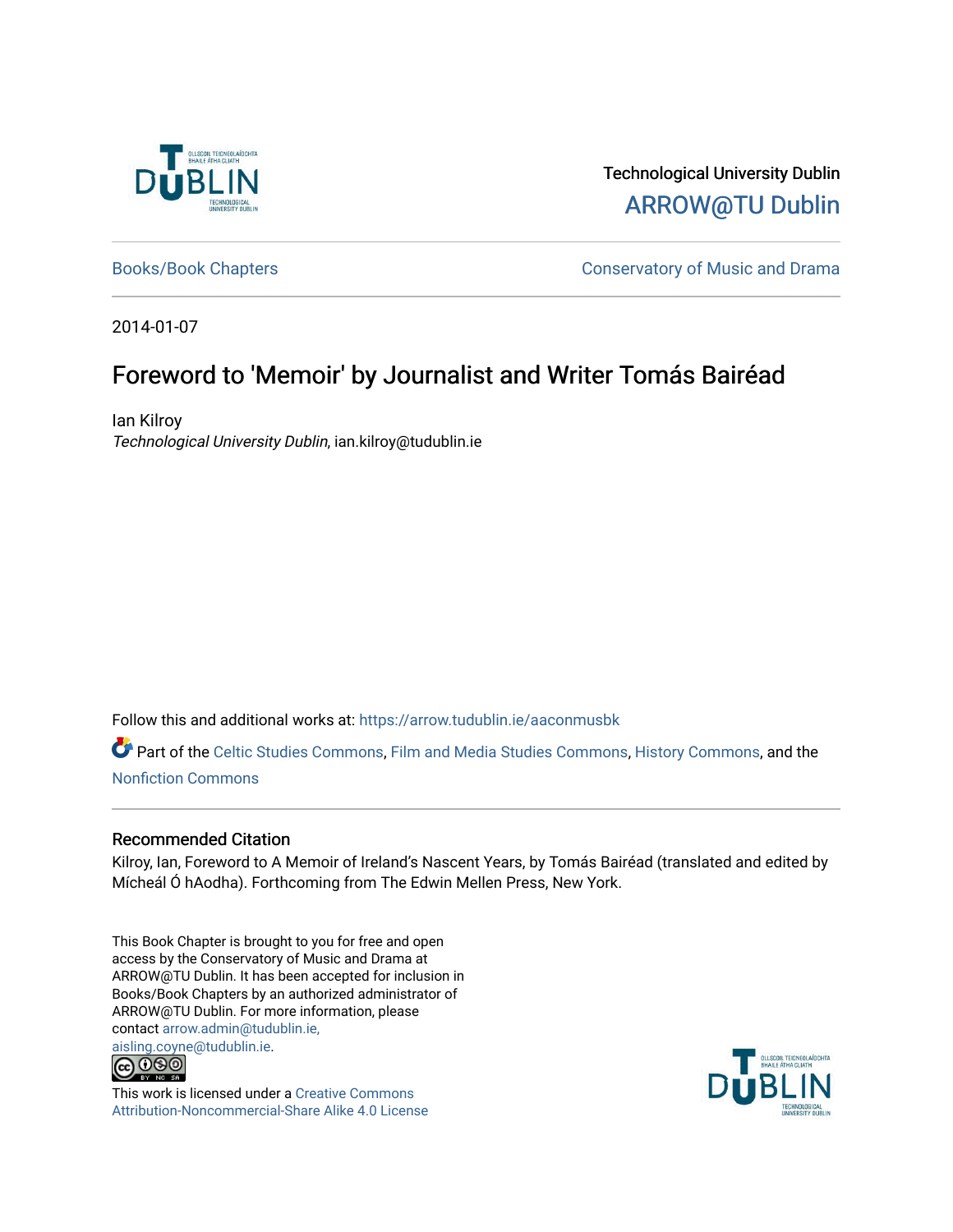Technological University Dublin

ARROW@TU Dublin

Books/Book Chapters

Conservatory of Music and Drama

2014-01-07

# Foreword to 'Memoir' by Journalist and Writer Tomás Bairéad

Ian Kilroy

*Technological University Dublin*, ian.kilroy@tudublin.ie

Follow this and additional works at: https://arrow.tudublin.ie/aaconmusbk

Part of the Celtic Studies Commons, Film and Media Studies Commons, History Commons, and the Nonfiction Commons

## Recommended Citation

Kilroy, Ian, Foreword to A Memoir of Ireland's Nascent Years, by Tomás Bairéad (translated and edited by Mícheál Ó hAodha). Forthcoming from The Edwin Mellen Press, New York.

This Book Chapter is brought to you for free and open access by the Conservatory of Music and Drama at ARROW@TU Dublin. It has been accepted for inclusion in Books/Book Chapters by an authorized administrator of ARROW@TU Dublin. For more information, please contact arrow.admin@tudublin.ie, aisling.coyne@tudublin.ie.

This work is licensed under a Creative Commons Attribution-Noncommercial-Share Alike 4.0 License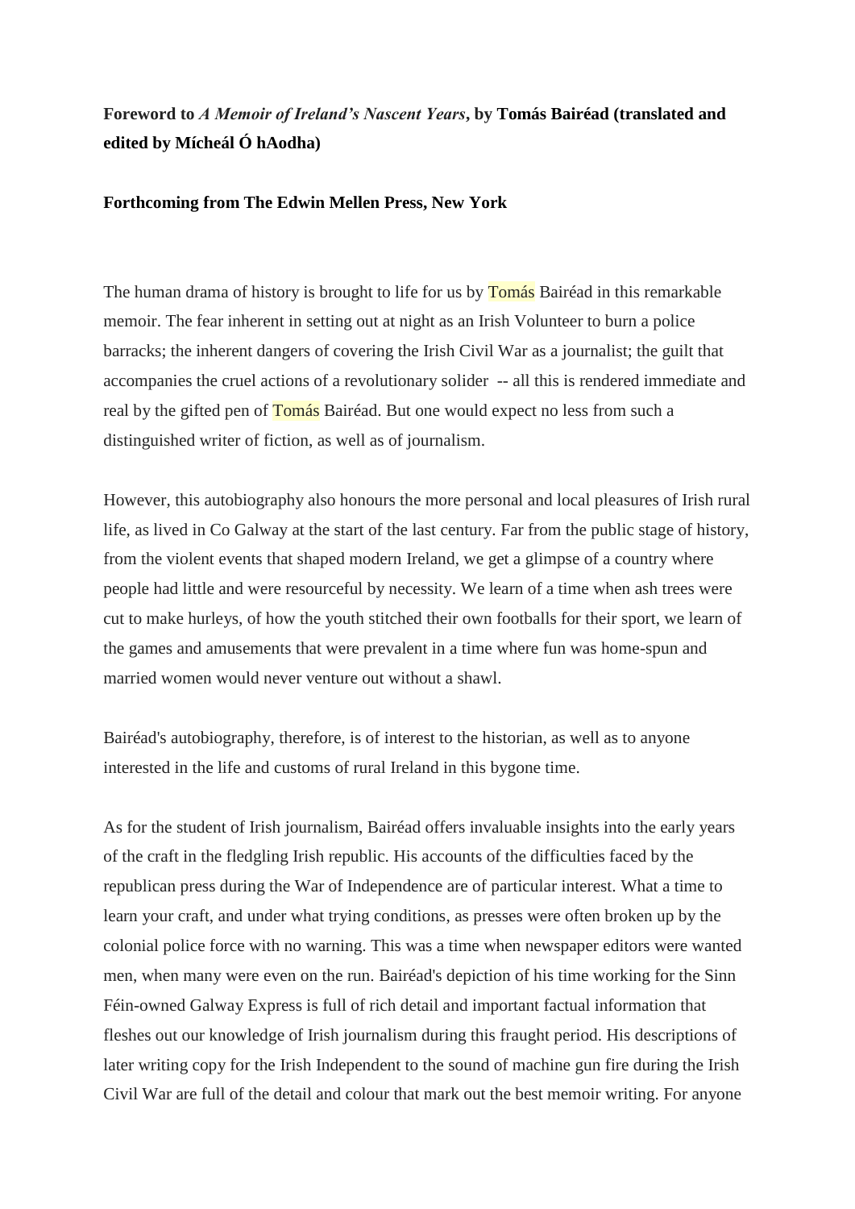**Foreword to *A Memoir of Ireland's Nascent Years*, by Tomás Bairéad (translated and edited by Mícheál Ó hAodha)**

**Forthcoming from The Edwin Mellen Press, New York**

The human drama of history is brought to life for us by Tomás Bairéad in this remarkable memoir. The fear inherent in setting out at night as an Irish Volunteer to burn a police barracks; the inherent dangers of covering the Irish Civil War as a journalist; the guilt that accompanies the cruel actions of a revolutionary solider -- all this is rendered immediate and real by the gifted pen of Tomás Bairéad. But one would expect no less from such a distinguished writer of fiction, as well as of journalism.

However, this autobiography also honours the more personal and local pleasures of Irish rural life, as lived in Co Galway at the start of the last century. Far from the public stage of history, from the violent events that shaped modern Ireland, we get a glimpse of a country where people had little and were resourceful by necessity. We learn of a time when ash trees were cut to make hurleys, of how the youth stitched their own footballs for their sport, we learn of the games and amusements that were prevalent in a time where fun was home-spun and married women would never venture out without a shawl.

Bairéad's autobiography, therefore, is of interest to the historian, as well as to anyone interested in the life and customs of rural Ireland in this bygone time.

As for the student of Irish journalism, Bairéad offers invaluable insights into the early years of the craft in the fledgling Irish republic. His accounts of the difficulties faced by the republican press during the War of Independence are of particular interest. What a time to learn your craft, and under what trying conditions, as presses were often broken up by the colonial police force with no warning. This was a time when newspaper editors were wanted men, when many were even on the run. Bairéad's depiction of his time working for the Sinn Féin-owned Galway Express is full of rich detail and important factual information that fleshes out our knowledge of Irish journalism during this fraught period. His descriptions of later writing copy for the Irish Independent to the sound of machine gun fire during the Irish Civil War are full of the detail and colour that mark out the best memoir writing. For anyone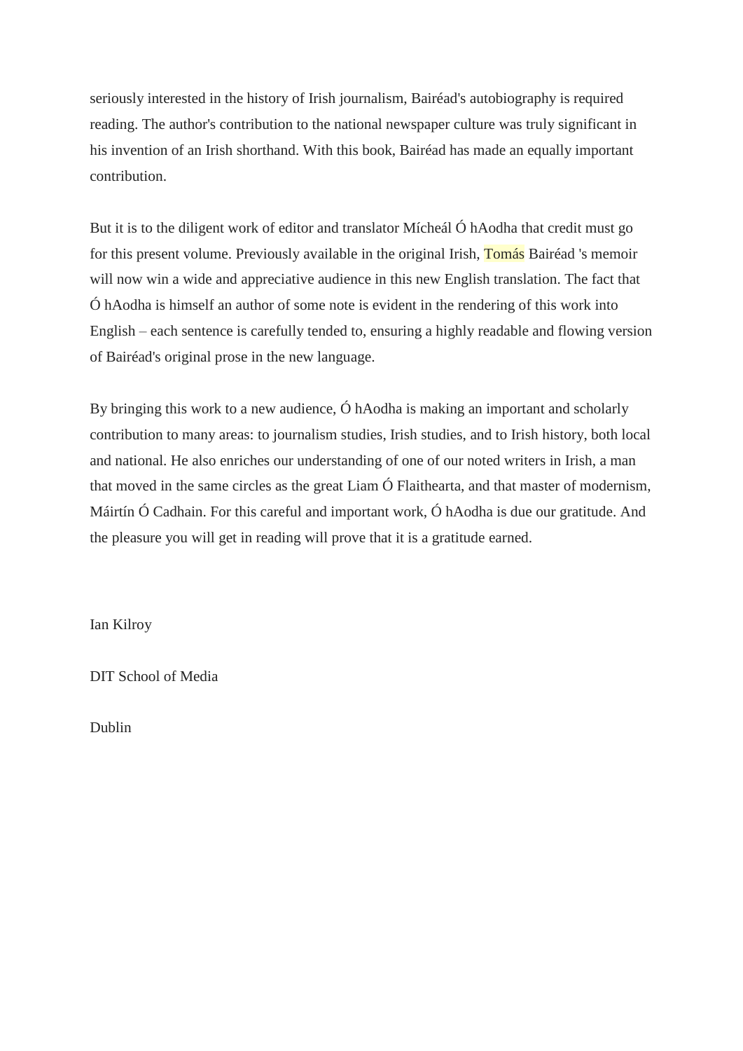seriously interested in the history of Irish journalism, Bairéad's autobiography is required reading. The author's contribution to the national newspaper culture was truly significant in his invention of an Irish shorthand. With this book, Bairéad has made an equally important contribution.

But it is to the diligent work of editor and translator Mícheál Ó hAodha that credit must go for this present volume. Previously available in the original Irish, Tomás Bairéad 's memoir will now win a wide and appreciative audience in this new English translation. The fact that Ó hAodha is himself an author of some note is evident in the rendering of this work into English – each sentence is carefully tended to, ensuring a highly readable and flowing version of Bairéad's original prose in the new language.

By bringing this work to a new audience, Ó hAodha is making an important and scholarly contribution to many areas: to journalism studies, Irish studies, and to Irish history, both local and national. He also enriches our understanding of one of our noted writers in Irish, a man that moved in the same circles as the great Liam Ó Flaithearta, and that master of modernism, Máirtín Ó Cadhain. For this careful and important work, Ó hAodha is due our gratitude. And the pleasure you will get in reading will prove that it is a gratitude earned.

Ian Kilroy

DIT School of Media

Dublin